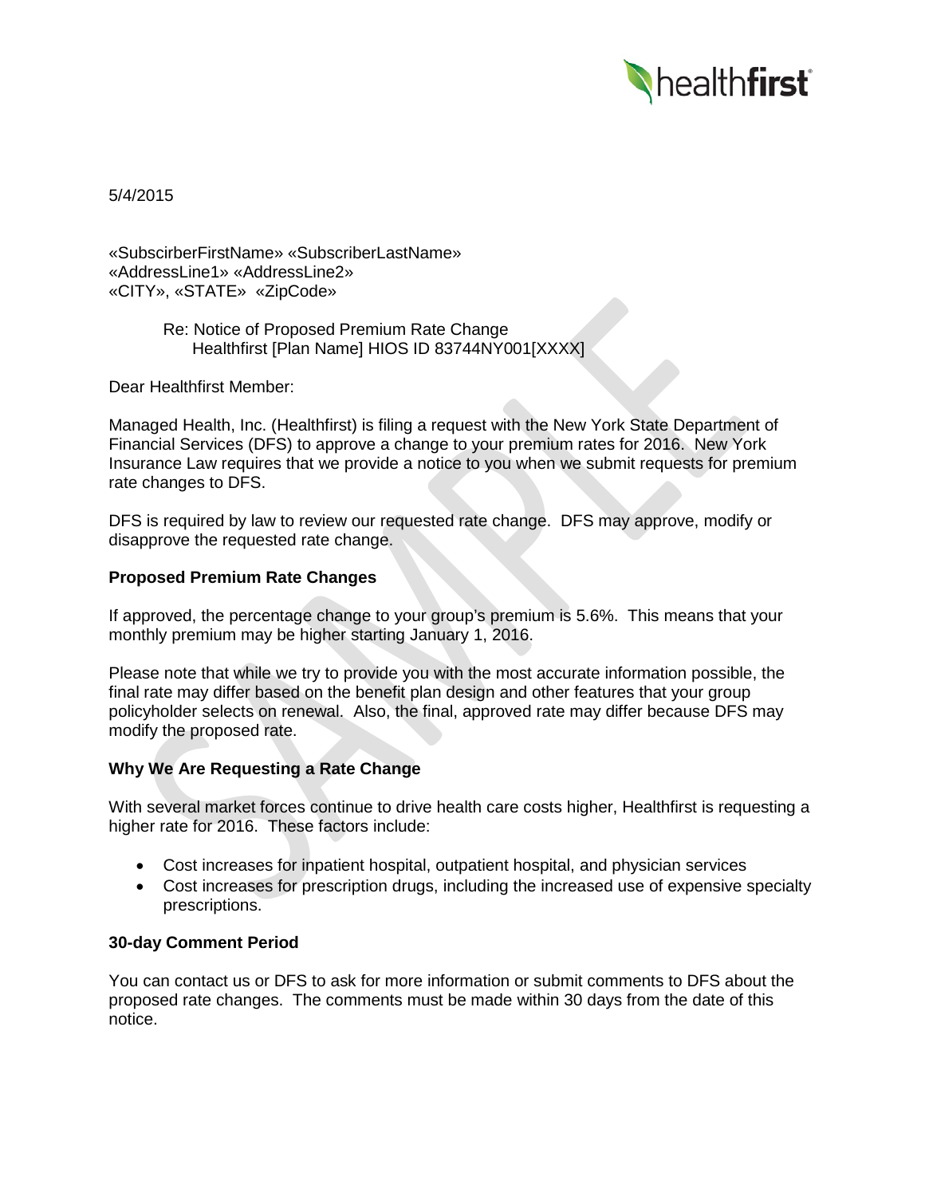healthfirst

5/4/2015

«SubscirberFirstName» «SubscriberLastName»
«AddressLine1» «AddressLine2»
«CITY», «STATE» «ZipCode»

Re: Notice of Proposed Premium Rate Change
Healthfirst [Plan Name] HIOS ID 83744NY001[XXXX]

Dear Healthfirst Member:

Managed Health, Inc. (Healthfirst) is filing a request with the New York State Department of Financial Services (DFS) to approve a change to your premium rates for 2016. New York Insurance Law requires that we provide a notice to you when we submit requests for premium rate changes to DFS.

DFS is required by law to review our requested rate change. DFS may approve, modify or disapprove the requested rate change.

**Proposed Premium Rate Changes**

If approved, the percentage change to your group's premium is 5.6%. This means that your monthly premium may be higher starting January 1, 2016.

Please note that while we try to provide you with the most accurate information possible, the final rate may differ based on the benefit plan design and other features that your group policyholder selects on renewal. Also, the final, approved rate may differ because DFS may modify the proposed rate.

**Why We Are Requesting a Rate Change**

With several market forces continue to drive health care costs higher, Healthfirst is requesting a higher rate for 2016. These factors include:

- Cost increases for inpatient hospital, outpatient hospital, and physician services
- Cost increases for prescription drugs, including the increased use of expensive specialty prescriptions.

**30-day Comment Period**

You can contact us or DFS to ask for more information or submit comments to DFS about the proposed rate changes. The comments must be made within 30 days from the date of this notice.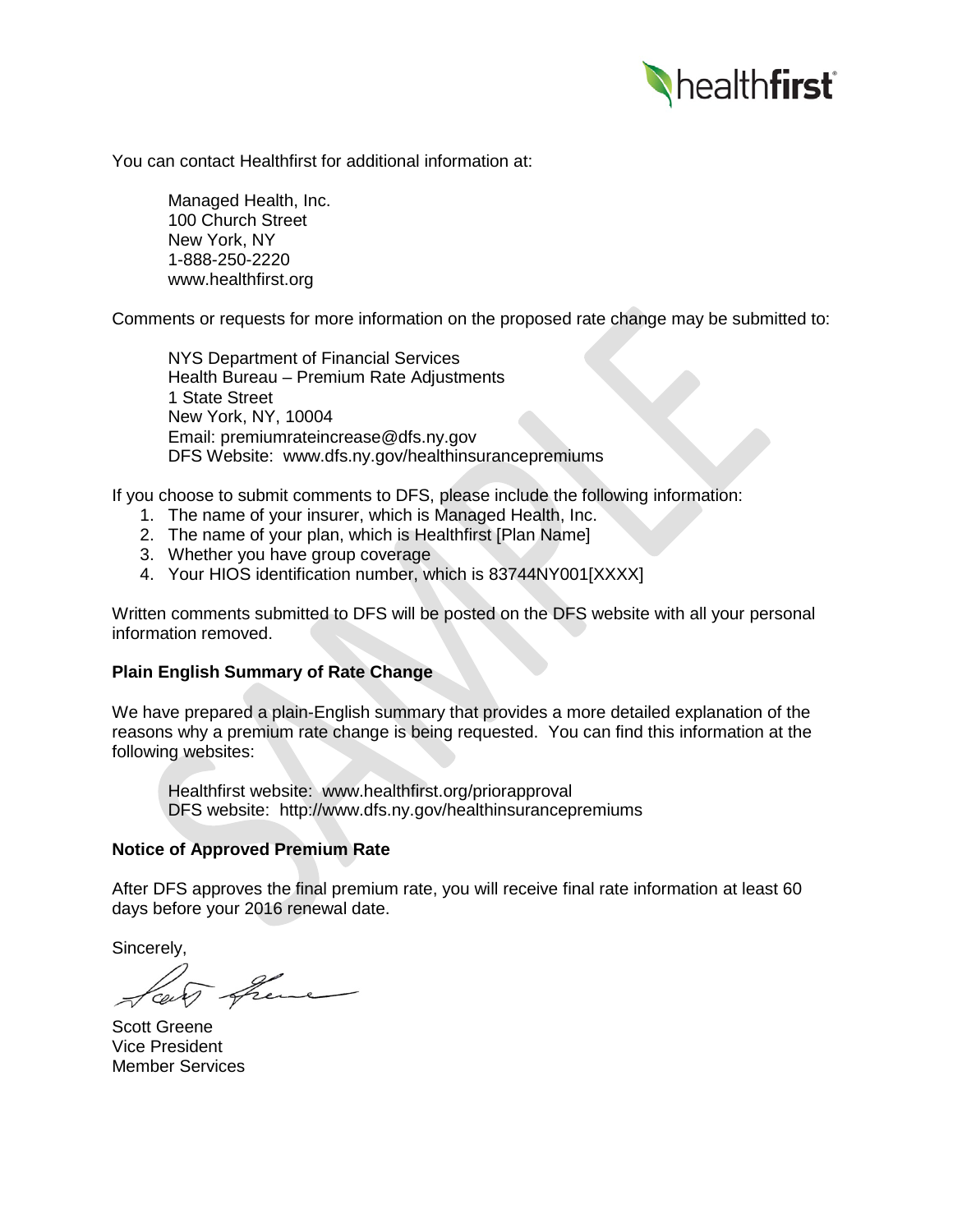You can contact Healthfirst for additional information at:

Managed Health, Inc.
100 Church Street
New York, NY
1-888-250-2220
www.healthfirst.org

Comments or requests for more information on the proposed rate change may be submitted to:

NYS Department of Financial Services
Health Bureau – Premium Rate Adjustments
1 State Street
New York, NY, 10004
Email: premiumrateincrease@dfs.ny.gov
DFS Website: www.dfs.ny.gov/healthinsurancepremiums

If you choose to submit comments to DFS, please include the following information:

1. The name of your insurer, which is Managed Health, Inc.
2. The name of your plan, which is Healthfirst [Plan Name]
3. Whether you have group coverage
4. Your HIOS identification number, which is 83744NY001[XXXX]

Written comments submitted to DFS will be posted on the DFS website with all your personal information removed.

**Plain English Summary of Rate Change**

We have prepared a plain-English summary that provides a more detailed explanation of the reasons why a premium rate change is being requested. You can find this information at the following websites:

Healthfirst website: www.healthfirst.org/priorapproval
DFS website: http://www.dfs.ny.gov/healthinsurancepremiums

**Notice of Approved Premium Rate**

After DFS approves the final premium rate, you will receive final rate information at least 60 days before your 2016 renewal date.

Sincerely,

Scott Greene
Vice President
Member Services